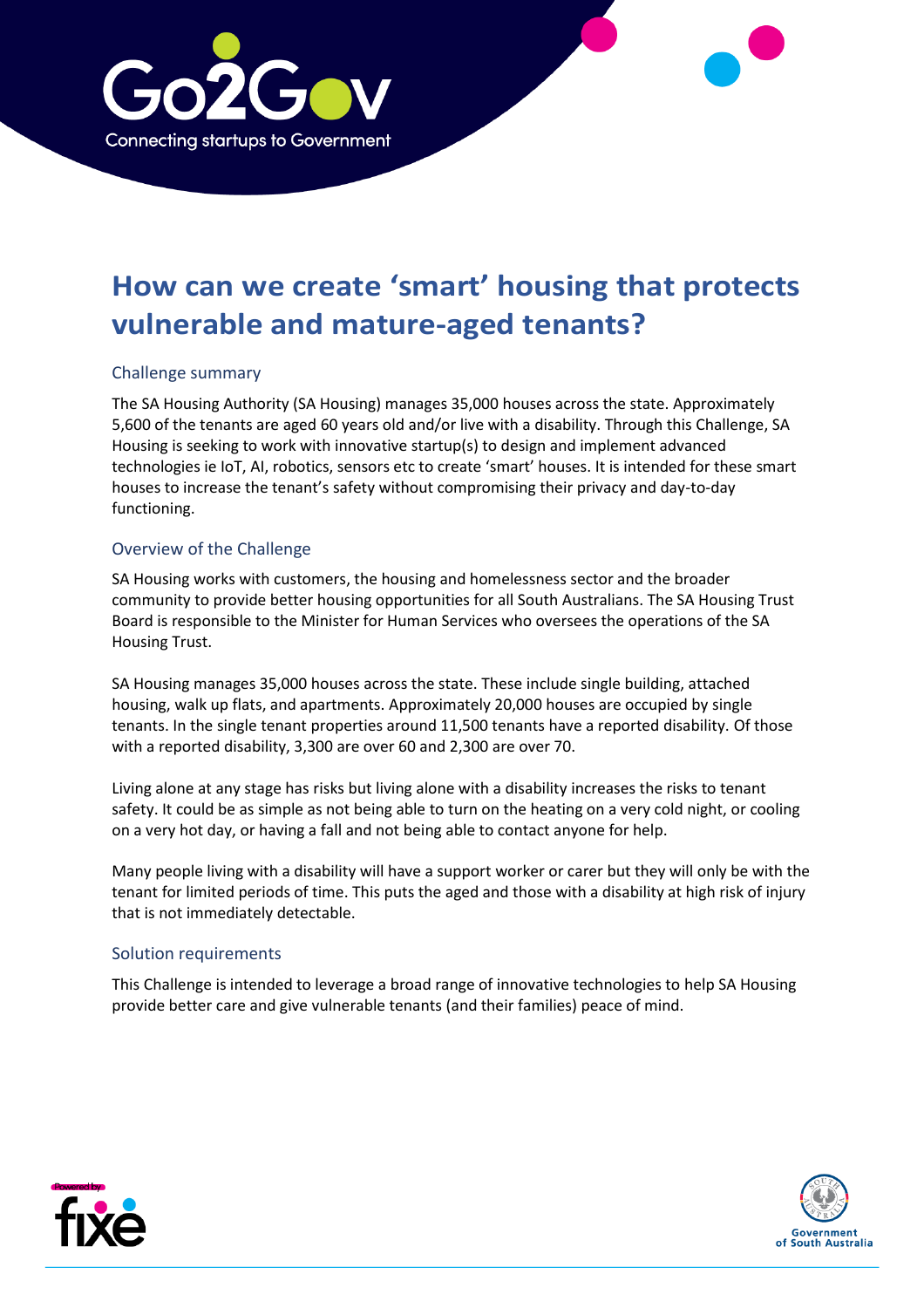# How can we create 'smart' housing that protects vulnerable and mature-aged tenants?

## Challenge summary

The SA Housing Authority (SA Housing) manages 35,000 houses across the state. Approximately 5,600 of the tenants are aged 60 years old and/or live with a disability. Through this Challenge, SA Housing is seeking to work with innovative startup(s) to design and implement advanced technologies ie IoT, AI, robotics, sensors etc to create 'smart' houses. It is intended for these smart houses to increase the tenant's safety without compromising their privacy and day-to-day functioning.

## Overview of the Challenge

SA Housing works with customers, the housing and homelessness sector and the broader community to provide better housing opportunities for all South Australians. The SA Housing Trust Board is responsible to the Minister for Human Services who oversees the operations of the SA Housing Trust.

SA Housing manages 35,000 houses across the state. These include single building, attached housing, walk up flats, and apartments. Approximately 20,000 houses are occupied by single tenants. In the single tenant properties around 11,500 tenants have a reported disability. Of those with a reported disability, 3,300 are over 60 and 2,300 are over 70.

Living alone at any stage has risks but living alone with a disability increases the risks to tenant safety. It could be as simple as not being able to turn on the heating on a very cold night, or cooling on a very hot day, or having a fall and not being able to contact anyone for help.

Many people living with a disability will have a support worker or carer but they will only be with the tenant for limited periods of time. This puts the aged and those with a disability at high risk of injury that is not immediately detectable.

## Solution requirements

This Challenge is intended to leverage a broad range of innovative technologies to help SA Housing provide better care and give vulnerable tenants (and their families) peace of mind.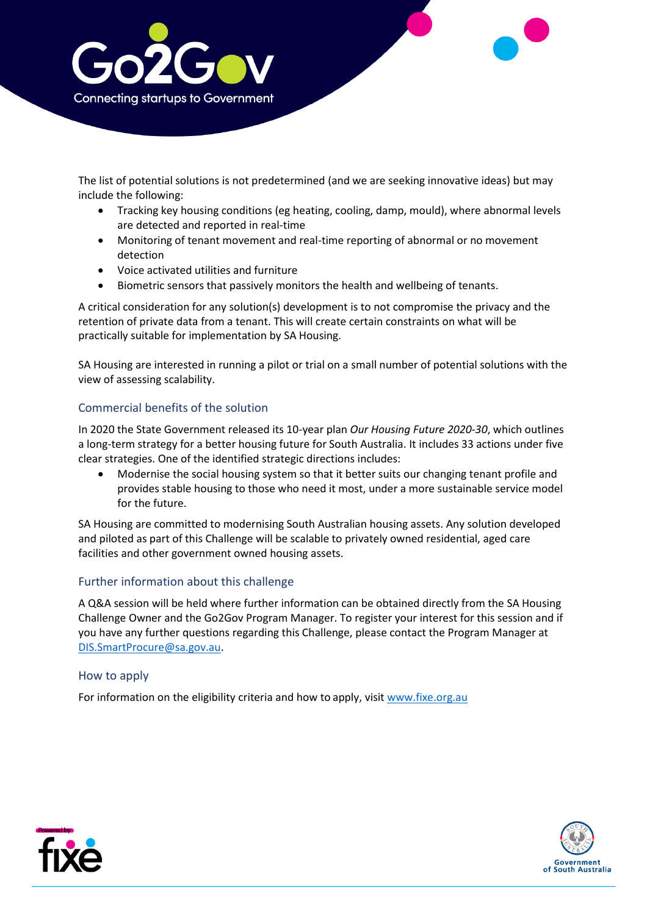The list of potential solutions is not predetermined (and we are seeking innovative ideas) but may include the following:

- Tracking key housing conditions (eg heating, cooling, damp, mould), where abnormal levels are detected and reported in real-time
- Monitoring of tenant movement and real-time reporting of abnormal or no movement detection
- Voice activated utilities and furniture
- Biometric sensors that passively monitors the health and wellbeing of tenants.

A critical consideration for any solution(s) development is to not compromise the privacy and the retention of private data from a tenant. This will create certain constraints on what will be practically suitable for implementation by SA Housing.

SA Housing are interested in running a pilot or trial on a small number of potential solutions with the view of assessing scalability.

## Commercial benefits of the solution

In 2020 the State Government released its 10-year plan *Our Housing Future 2020-30*, which outlines a long-term strategy for a better housing future for South Australia. It includes 33 actions under five clear strategies. One of the identified strategic directions includes:

- Modernise the social housing system so that it better suits our changing tenant profile and provides stable housing to those who need it most, under a more sustainable service model for the future.

SA Housing are committed to modernising South Australian housing assets. Any solution developed and piloted as part of this Challenge will be scalable to privately owned residential, aged care facilities and other government owned housing assets.

## Further information about this challenge

A Q&A session will be held where further information can be obtained directly from the SA Housing Challenge Owner and the Go2Gov Program Manager. To register your interest for this session and if you have any further questions regarding this Challenge, please contact the Program Manager at DIS.SmartProcure@sa.gov.au.

## How to apply

For information on the eligibility criteria and how to apply, visit www.fixe.org.au